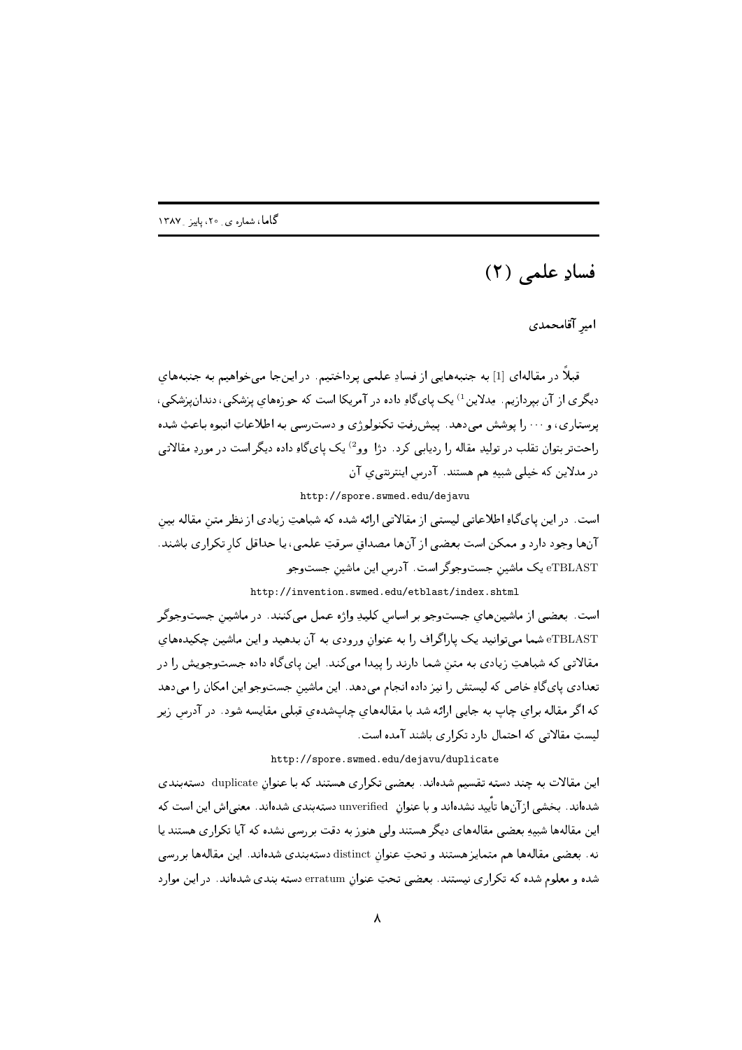# فسادِ علمی (۲)

**امیرِ آقامحمدی**

قبلاً در مقاله‌ای [1] به جنبه‌هایی از فسادِ علمی پرداختیم. در این‌جا می‌خواهیم به جنبه‌هایِ دیگری از آن بپردازیم. مِدلاین[1] یک پایگاهِ داده در آمریکا است که حوزه‌هایِ پزشکی، دندان‌پزشکی، پرستاری، و ⋯ را پوشش می‌دهد. پیش‌رفتِ تکنولوژی و دست‌رسی به اطلاعاتِ انبوه باعثِ شده راحت‌تر بتوان تقلب در تولیدِ مقاله را ردیابی کرد. دژا وو[2] یک پایگاهِ داده دیگر است در موردِ مقالاتی در مدلاین که خیلی شبیهِ هم هستند. آدرسِ اینترنتی‌ی آن

http://spore.swmed.edu/dejavu

است. در این پایگاهِ اطلاعاتی لیستی از مقالاتی ارائه شده که شباهتِ زیادی از نظرِ متنِ مقاله بینِ آن‌ها وجود دارد و ممکن است بعضی از آن‌ها مصداقِ سرقتِ علمی، یا حداقل کارِ تکراری باشند. eTBLAST یک ماشینِ جست‌وجوگر است. آدرسِ این ماشینِ جست‌وجو

http://invention.swmed.edu/etblast/index.shtml

است. بعضی از ماشین‌هایِ جست‌وجو بر اساسِ کلیدِ واژه عمل می‌کنند. در ماشینِ جست‌وجوگر eTBLAST شما می‌توانید یک پاراگراف را به عنوانِ ورودی به آن بدهید و این ماشین چکیده‌هایِ مقالاتی که شباهتِ زیادی به متنِ شما دارند را پیدا می‌کند. این پایگاه داده جست‌وجویش را در تعدادی پایگاهِ خاص که لیستش را نیز داده انجام می‌دهد. این ماشینِ جست‌وجو این امکان را می‌دهد که اگر مقاله برایِ چاپ به جایی ارائه شد با مقاله‌هایِ چاپ‌شده‌ی قبلی مقایسه شود. در آدرسِ زیر لیستِ مقالاتی که احتمال دارد تکراری باشند آمده است.

http://spore.swmed.edu/dejavu/duplicate

این مقالات به چند دسته تقسیم شده‌اند. بعضی تکراری هستند که با عنوانِ duplicate دسته‌بندی شده‌اند. بخشی از آن‌ها تأیید نشده‌اند و با عنوانِ unverified دسته‌بندی شده‌اند. معنی‌اش این است که این مقاله‌ها شبیهِ بعضی مقاله‌های دیگر هستند ولی هنوز به دقت بررسی نشده که آیا تکراری هستند یا نه. بعضی مقاله‌ها هم متمایز هستند و تحتِ عنوانِ distinct دسته‌بندی شده‌اند. این مقاله‌ها بررسی شده و معلوم شده که تکراری نیستند. بعضی تحتِ عنوانِ erratum دسته بندی شده‌اند. در این موارد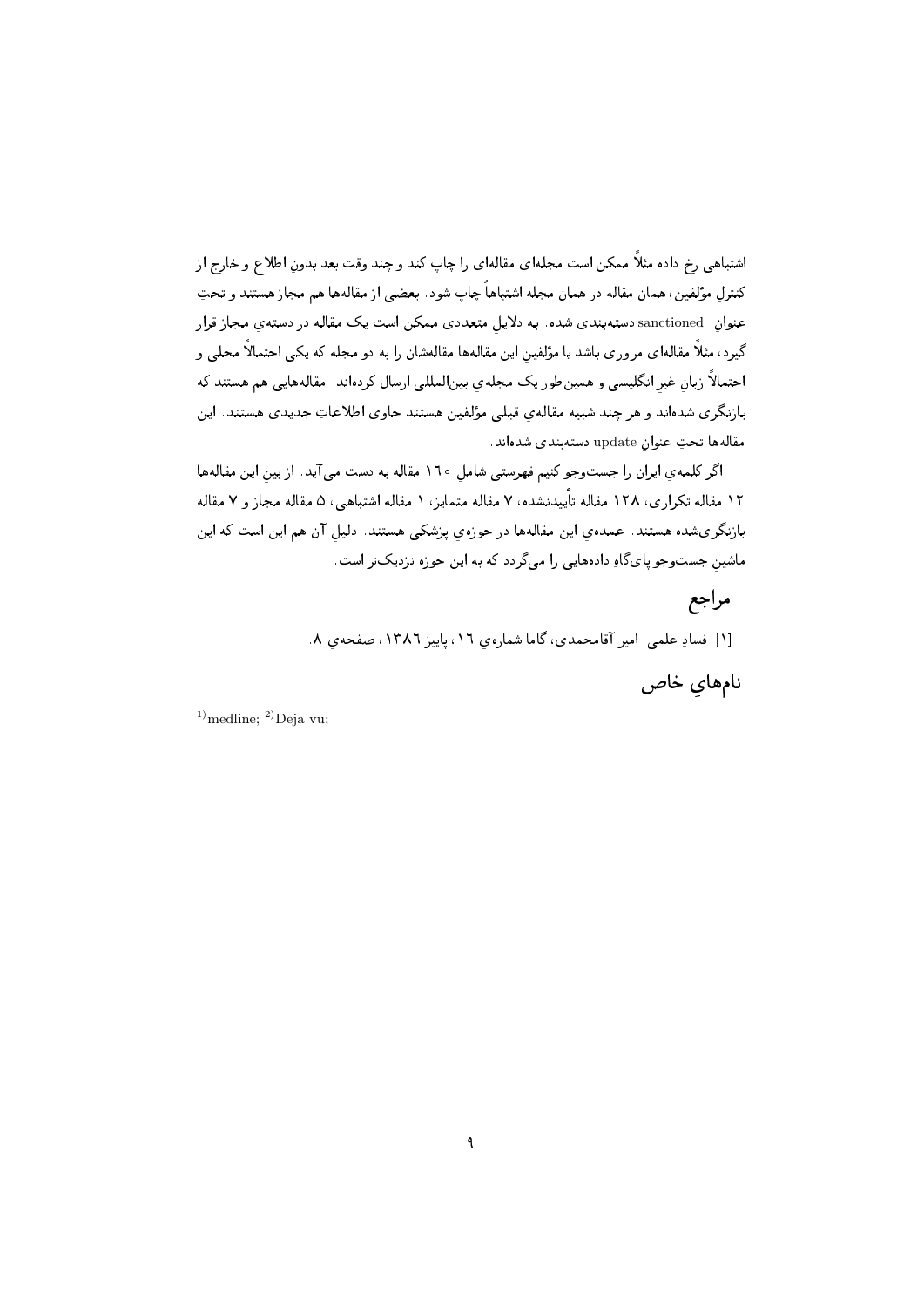اشتباهی رخ داده مثلاً ممکن است مجله‌ای مقاله‌ای را چاپ کند و چند وقت بعد بدونِ اطلاع و خارج از کنترلِ مؤلفین، همان مقاله در همان مجله اشتباهاً چاپ شود. بعضی از مقاله‌ها هم مجاز هستند و تحتِ عنوانِ sanctioned دسته‌بندی شده. به دلایلِ متعددی ممکن است یک مقاله در دسته‌ی مجاز قرار گیرد، مثلاً مقاله‌ای مروری باشد یا مؤلفینِ این مقاله‌ها مقاله‌شان را به دو مجله که یکی احتمالاً محلی و احتمالاً زبانِ غیرِ انگلیسی و همین‌طور یک مجله‌ی بین‌المللی ارسال کرده‌اند. مقاله‌هایی هم هستند که بازنگری شده‌اند و هر چند شبیه مقاله‌ی قبلی مؤلفین هستند حاوی اطلاعاتِ جدیدی هستند. این مقاله‌ها تحتِ عنوانِ update دسته‌بندی شده‌اند.

اگر کلمه‌ی ایران را جست‌وجو کنیم فهرستی شاملِ ۱۶۰ مقاله به دست می‌آید. از بینِ این مقاله‌ها ۱۲ مقاله تکراری، ۱۲۸ مقاله تأییدنشده، ۷ مقاله متمایز، ۱ مقاله اشتباهی، ۵ مقاله مجاز و ۷ مقاله بازنگری‌شده هستند. عمده‌ی این مقاله‌ها در حوزه‌ی پزشکی هستند. دلیلِ آن هم این است که این ماشینِ جست‌وجو پای‌گاهِ داده‌هایی را می‌گردد که به این حوزه نزدیک‌تر است.

## مراجع

[۱] فسادِ علمی؛ امیر آقامحمدی، گاما شماره‌ی ۱۶، پاییز ۱۳۸۶، صفحه‌ی ۸.

## نام‌هایِ خاص

[1] medline; [2] Deja vu;